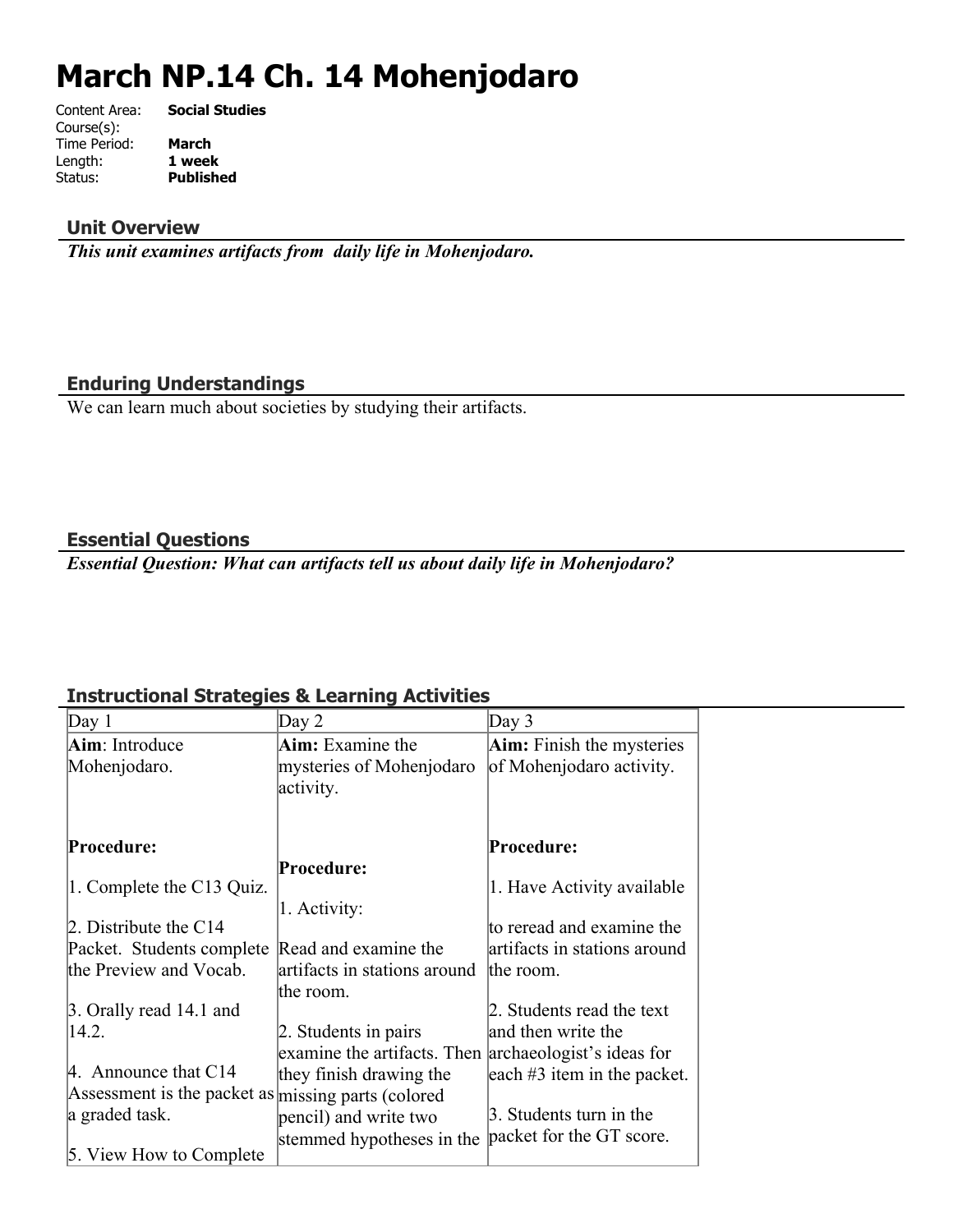# March NP.14 Ch. 14 Mohenjodaro

Content Area: **Social Studies**
Course(s):
Time Period: **March**
Length: **1 week**
Status: **Published**

## Unit Overview

***This unit examines artifacts from daily life in Mohenjodaro.***

## Enduring Understandings

We can learn much about societies by studying their artifacts.

## Essential Questions

***Essential Question: What can artifacts tell us about daily life in Mohenjodaro?***

## Instructional Strategies & Learning Activities

| Day 1 | Day 2 | Day 3 |
|---|---|---|
| **Aim**: Introduce Mohenjodaro.<br><br>**Procedure:**<br><br>1. Complete the C13 Quiz.<br><br>2. Distribute the C14 Packet. Students complete the Preview and Vocab.<br><br>3. Orally read 14.1 and 14.2.<br><br>4. Announce that C14 Assessment is the packet as a graded task.<br><br>5. View How to Complete | **Aim:** Examine the mysteries of Mohenjodaro activity.<br><br>**Procedure:**<br><br>1. Activity:<br><br>Read and examine the artifacts in stations around the room.<br><br>2. Students in pairs examine the artifacts. Then they finish drawing the missing parts (colored pencil) and write two stemmed hypotheses in the | **Aim:** Finish the mysteries of Mohenjodaro activity.<br><br>**Procedure:**<br><br>1. Have Activity available<br><br>to reread and examine the artifacts in stations around the room.<br><br>2. Students read the text and then write the archaeologist's ideas for each #3 item in the packet.<br><br>3. Students turn in the packet for the GT score. |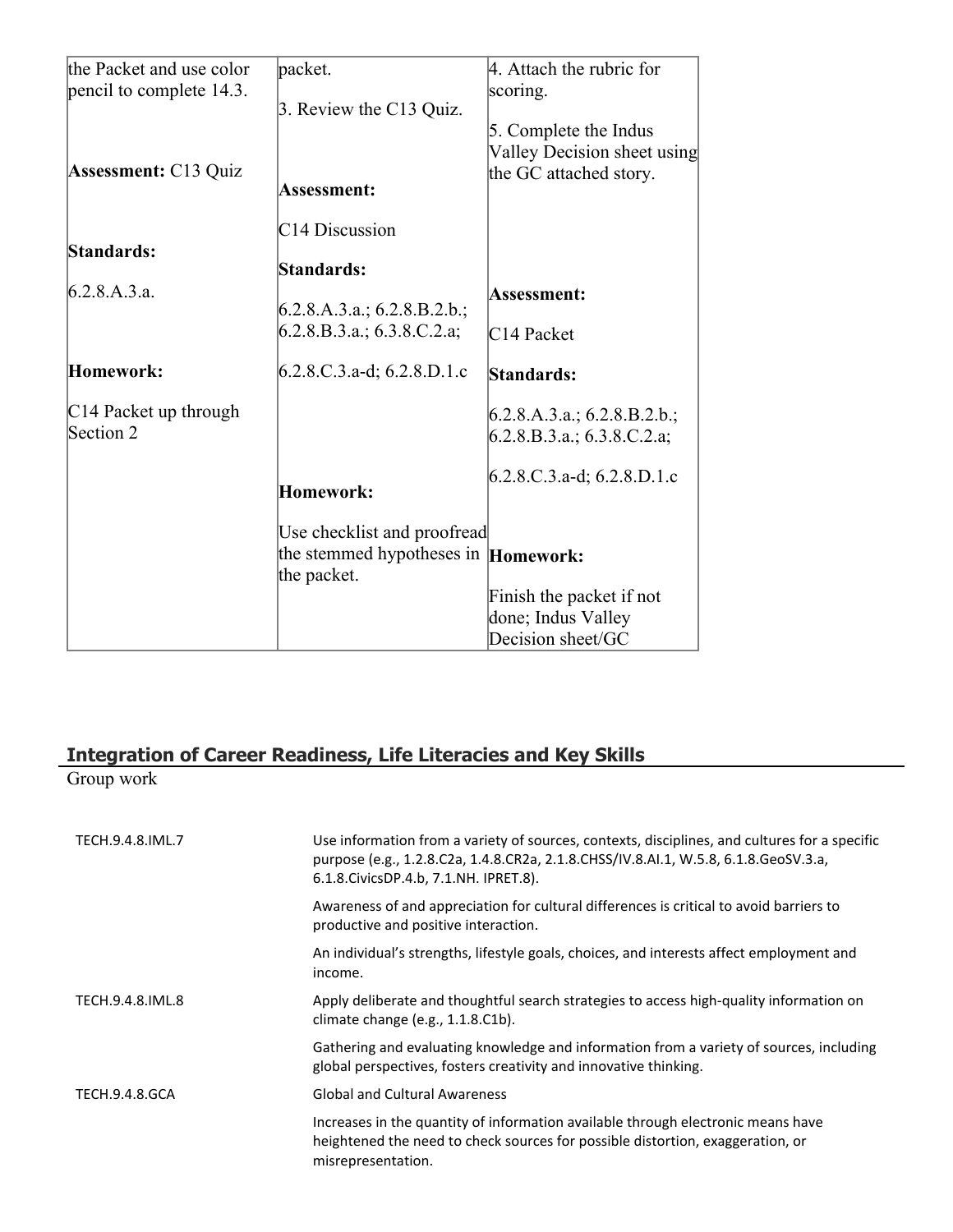| | | |
|---|---|---|
| the Packet and use color pencil to complete 14.3.<br><br>**Assessment:** C13 Quiz<br><br>**Standards:**<br><br>6.2.8.A.3.a.<br><br>**Homework:**<br><br>C14 Packet up through Section 2 | packet.<br><br>3. Review the C13 Quiz.<br><br>**Assessment:**<br><br>C14 Discussion<br><br>**Standards:**<br><br>6.2.8.A.3.a.; 6.2.8.B.2.b.; 6.2.8.B.3.a.; 6.3.8.C.2.a;<br><br>6.2.8.C.3.a-d; 6.2.8.D.1.c<br><br>**Homework:**<br><br>Use checklist and proofread the stemmed hypotheses in the packet. | 4. Attach the rubric for scoring.<br><br>5. Complete the Indus Valley Decision sheet using the GC attached story.<br><br>**Assessment:**<br><br>C14 Packet<br><br>**Standards:**<br><br>6.2.8.A.3.a.; 6.2.8.B.2.b.; 6.2.8.B.3.a.; 6.3.8.C.2.a;<br><br>6.2.8.C.3.a-d; 6.2.8.D.1.c<br><br>**Homework:**<br><br>Finish the packet if not done; Indus Valley Decision sheet/GC |

## Integration of Career Readiness, Life Literacies and Key Skills

Group work

| | |
|---|---|
| TECH.9.4.8.IML.7 | Use information from a variety of sources, contexts, disciplines, and cultures for a specific purpose (e.g., 1.2.8.C2a, 1.4.8.CR2a, 2.1.8.CHSS/IV.8.AI.1, W.5.8, 6.1.8.GeoSV.3.a, 6.1.8.CivicsDP.4.b, 7.1.NH. IPRET.8). |
| | Awareness of and appreciation for cultural differences is critical to avoid barriers to productive and positive interaction. |
| | An individual's strengths, lifestyle goals, choices, and interests affect employment and income. |
| TECH.9.4.8.IML.8 | Apply deliberate and thoughtful search strategies to access high-quality information on climate change (e.g., 1.1.8.C1b). |
| | Gathering and evaluating knowledge and information from a variety of sources, including global perspectives, fosters creativity and innovative thinking. |
| TECH.9.4.8.GCA | Global and Cultural Awareness |
| | Increases in the quantity of information available through electronic means have heightened the need to check sources for possible distortion, exaggeration, or misrepresentation. |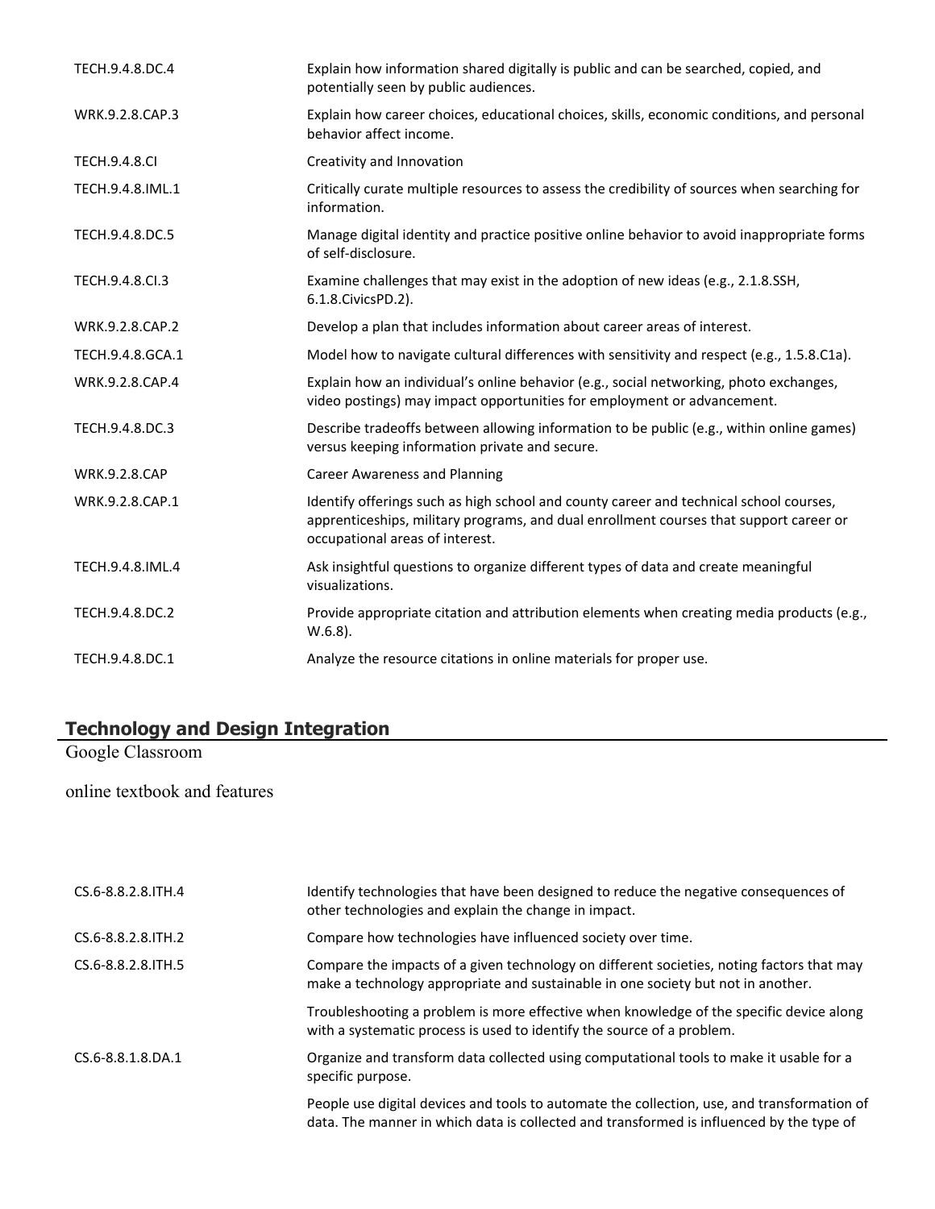| | |
|---|---|
| TECH.9.4.8.DC.4 | Explain how information shared digitally is public and can be searched, copied, and potentially seen by public audiences. |
| WRK.9.2.8.CAP.3 | Explain how career choices, educational choices, skills, economic conditions, and personal behavior affect income. |
| TECH.9.4.8.CI | Creativity and Innovation |
| TECH.9.4.8.IML.1 | Critically curate multiple resources to assess the credibility of sources when searching for information. |
| TECH.9.4.8.DC.5 | Manage digital identity and practice positive online behavior to avoid inappropriate forms of self-disclosure. |
| TECH.9.4.8.CI.3 | Examine challenges that may exist in the adoption of new ideas (e.g., 2.1.8.SSH, 6.1.8.CivicsPD.2). |
| WRK.9.2.8.CAP.2 | Develop a plan that includes information about career areas of interest. |
| TECH.9.4.8.GCA.1 | Model how to navigate cultural differences with sensitivity and respect (e.g., 1.5.8.C1a). |
| WRK.9.2.8.CAP.4 | Explain how an individual's online behavior (e.g., social networking, photo exchanges, video postings) may impact opportunities for employment or advancement. |
| TECH.9.4.8.DC.3 | Describe tradeoffs between allowing information to be public (e.g., within online games) versus keeping information private and secure. |
| WRK.9.2.8.CAP | Career Awareness and Planning |
| WRK.9.2.8.CAP.1 | Identify offerings such as high school and county career and technical school courses, apprenticeships, military programs, and dual enrollment courses that support career or occupational areas of interest. |
| TECH.9.4.8.IML.4 | Ask insightful questions to organize different types of data and create meaningful visualizations. |
| TECH.9.4.8.DC.2 | Provide appropriate citation and attribution elements when creating media products (e.g., W.6.8). |
| TECH.9.4.8.DC.1 | Analyze the resource citations in online materials for proper use. |

## Technology and Design Integration

Google Classroom

online textbook and features

| | |
|---|---|
| CS.6-8.8.2.8.ITH.4 | Identify technologies that have been designed to reduce the negative consequences of other technologies and explain the change in impact. |
| CS.6-8.8.2.8.ITH.2 | Compare how technologies have influenced society over time. |
| CS.6-8.8.2.8.ITH.5 | Compare the impacts of a given technology on different societies, noting factors that may make a technology appropriate and sustainable in one society but not in another. |
| | Troubleshooting a problem is more effective when knowledge of the specific device along with a systematic process is used to identify the source of a problem. |
| CS.6-8.8.1.8.DA.1 | Organize and transform data collected using computational tools to make it usable for a specific purpose. |
| | People use digital devices and tools to automate the collection, use, and transformation of data. The manner in which data is collected and transformed is influenced by the type of |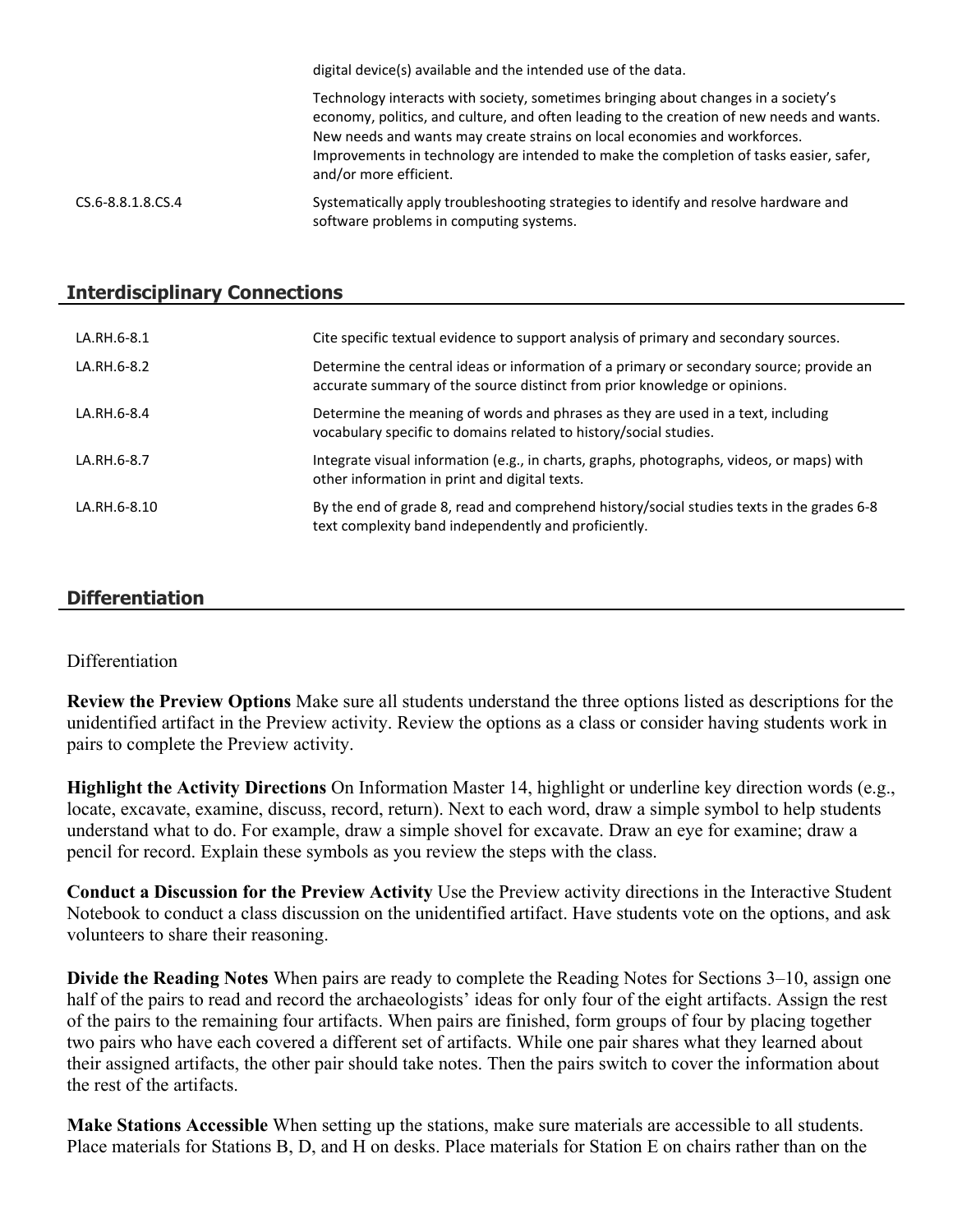| | |
|---|---|
| | digital device(s) available and the intended use of the data. |
| | Technology interacts with society, sometimes bringing about changes in a society's economy, politics, and culture, and often leading to the creation of new needs and wants. New needs and wants may create strains on local economies and workforces. Improvements in technology are intended to make the completion of tasks easier, safer, and/or more efficient. |
| CS.6-8.8.1.8.CS.4 | Systematically apply troubleshooting strategies to identify and resolve hardware and software problems in computing systems. |

## Interdisciplinary Connections

| | |
|---|---|
| LA.RH.6-8.1 | Cite specific textual evidence to support analysis of primary and secondary sources. |
| LA.RH.6-8.2 | Determine the central ideas or information of a primary or secondary source; provide an accurate summary of the source distinct from prior knowledge or opinions. |
| LA.RH.6-8.4 | Determine the meaning of words and phrases as they are used in a text, including vocabulary specific to domains related to history/social studies. |
| LA.RH.6-8.7 | Integrate visual information (e.g., in charts, graphs, photographs, videos, or maps) with other information in print and digital texts. |
| LA.RH.6-8.10 | By the end of grade 8, read and comprehend history/social studies texts in the grades 6-8 text complexity band independently and proficiently. |

## Differentiation

Differentiation

**Review the Preview Options** Make sure all students understand the three options listed as descriptions for the unidentified artifact in the Preview activity. Review the options as a class or consider having students work in pairs to complete the Preview activity.

**Highlight the Activity Directions** On Information Master 14, highlight or underline key direction words (e.g., locate, excavate, examine, discuss, record, return). Next to each word, draw a simple symbol to help students understand what to do. For example, draw a simple shovel for excavate. Draw an eye for examine; draw a pencil for record. Explain these symbols as you review the steps with the class.

**Conduct a Discussion for the Preview Activity** Use the Preview activity directions in the Interactive Student Notebook to conduct a class discussion on the unidentified artifact. Have students vote on the options, and ask volunteers to share their reasoning.

**Divide the Reading Notes** When pairs are ready to complete the Reading Notes for Sections 3–10, assign one half of the pairs to read and record the archaeologists' ideas for only four of the eight artifacts. Assign the rest of the pairs to the remaining four artifacts. When pairs are finished, form groups of four by placing together two pairs who have each covered a different set of artifacts. While one pair shares what they learned about their assigned artifacts, the other pair should take notes. Then the pairs switch to cover the information about the rest of the artifacts.

**Make Stations Accessible** When setting up the stations, make sure materials are accessible to all students. Place materials for Stations B, D, and H on desks. Place materials for Station E on chairs rather than on the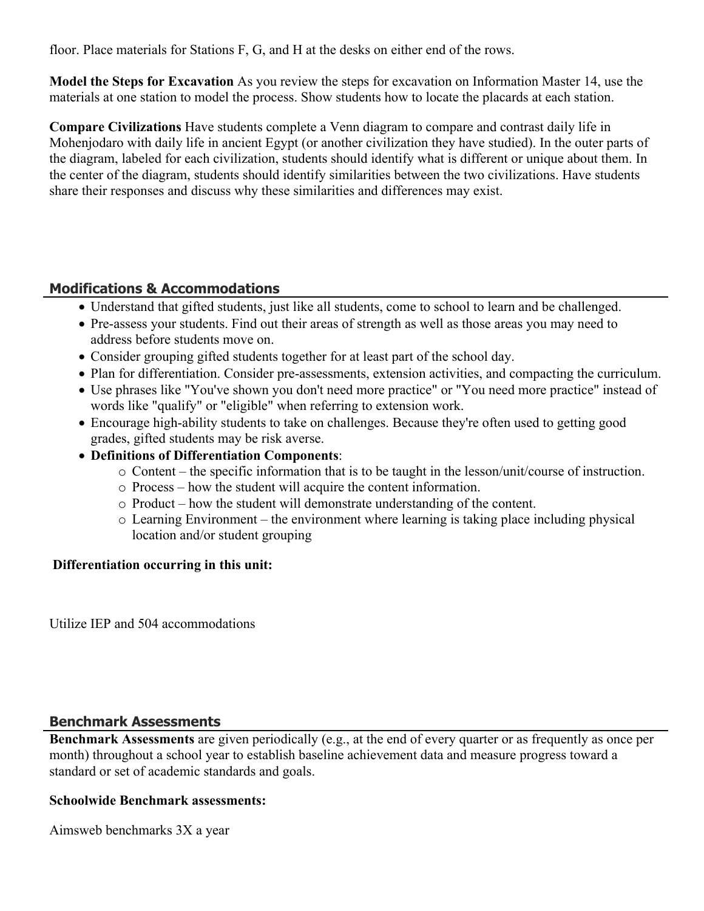floor. Place materials for Stations F, G, and H at the desks on either end of the rows.

**Model the Steps for Excavation** As you review the steps for excavation on Information Master 14, use the materials at one station to model the process. Show students how to locate the placards at each station.

**Compare Civilizations** Have students complete a Venn diagram to compare and contrast daily life in Mohenjodaro with daily life in ancient Egypt (or another civilization they have studied). In the outer parts of the diagram, labeled for each civilization, students should identify what is different or unique about them. In the center of the diagram, students should identify similarities between the two civilizations. Have students share their responses and discuss why these similarities and differences may exist.

## Modifications & Accommodations

- Understand that gifted students, just like all students, come to school to learn and be challenged.
- Pre-assess your students. Find out their areas of strength as well as those areas you may need to address before students move on.
- Consider grouping gifted students together for at least part of the school day.
- Plan for differentiation. Consider pre-assessments, extension activities, and compacting the curriculum.
- Use phrases like "You've shown you don't need more practice" or "You need more practice" instead of words like "qualify" or "eligible" when referring to extension work.
- Encourage high-ability students to take on challenges. Because they're often used to getting good grades, gifted students may be risk averse.
- **Definitions of Differentiation Components**:
  - Content – the specific information that is to be taught in the lesson/unit/course of instruction.
  - Process – how the student will acquire the content information.
  - Product – how the student will demonstrate understanding of the content.
  - Learning Environment – the environment where learning is taking place including physical location and/or student grouping

**Differentiation occurring in this unit:**

Utilize IEP and 504 accommodations

## Benchmark Assessments

**Benchmark Assessments** are given periodically (e.g., at the end of every quarter or as frequently as once per month) throughout a school year to establish baseline achievement data and measure progress toward a standard or set of academic standards and goals.

**Schoolwide Benchmark assessments:**

Aimsweb benchmarks 3X a year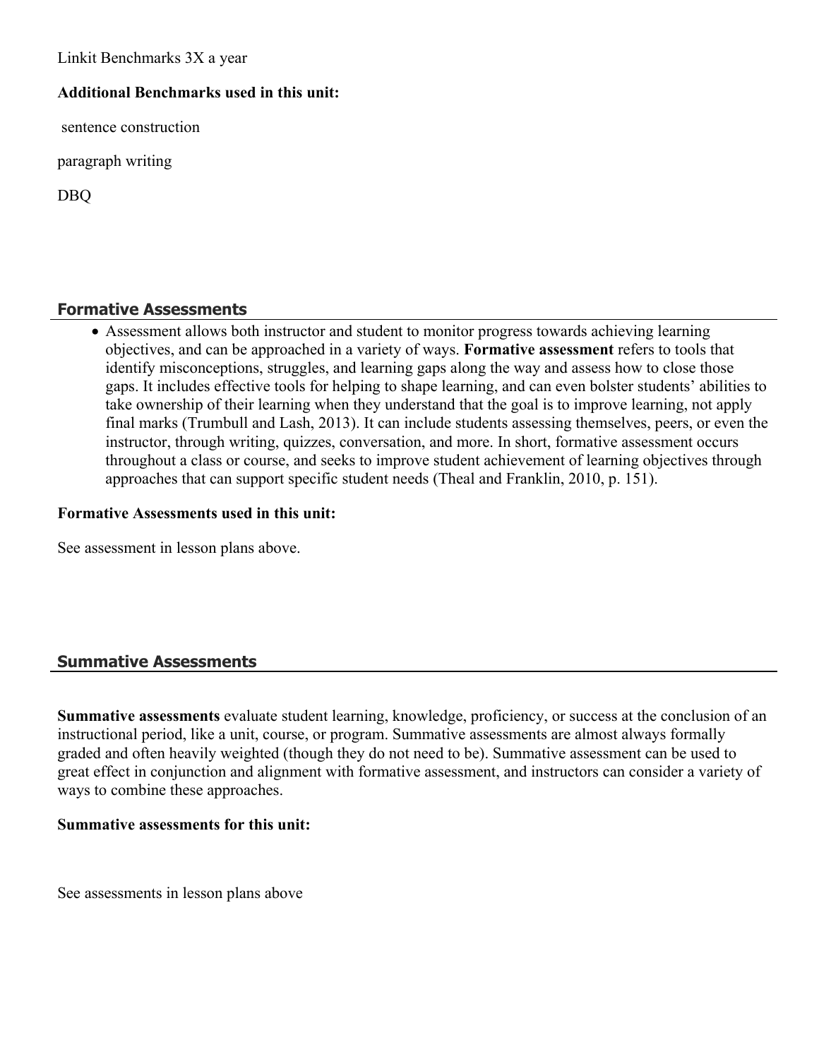Linkit Benchmarks 3X a year

**Additional Benchmarks used in this unit:**

sentence construction

paragraph writing

DBQ

## Formative Assessments

- Assessment allows both instructor and student to monitor progress towards achieving learning objectives, and can be approached in a variety of ways. **Formative assessment** refers to tools that identify misconceptions, struggles, and learning gaps along the way and assess how to close those gaps. It includes effective tools for helping to shape learning, and can even bolster students' abilities to take ownership of their learning when they understand that the goal is to improve learning, not apply final marks (Trumbull and Lash, 2013). It can include students assessing themselves, peers, or even the instructor, through writing, quizzes, conversation, and more. In short, formative assessment occurs throughout a class or course, and seeks to improve student achievement of learning objectives through approaches that can support specific student needs (Theal and Franklin, 2010, p. 151).

**Formative Assessments used in this unit:**

See assessment in lesson plans above.

## Summative Assessments

**Summative assessments** evaluate student learning, knowledge, proficiency, or success at the conclusion of an instructional period, like a unit, course, or program. Summative assessments are almost always formally graded and often heavily weighted (though they do not need to be). Summative assessment can be used to great effect in conjunction and alignment with formative assessment, and instructors can consider a variety of ways to combine these approaches.

**Summative assessments for this unit:**

See assessments in lesson plans above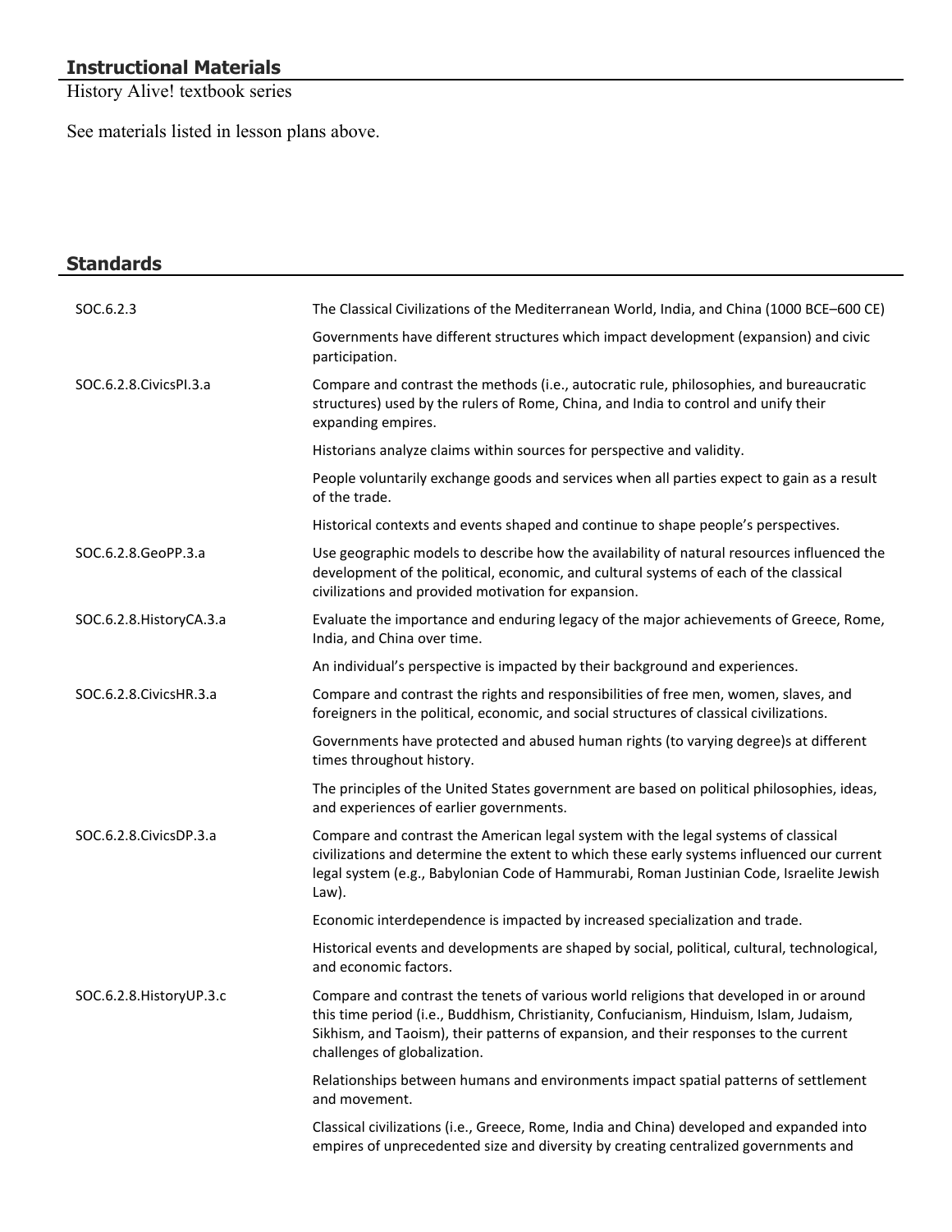## Instructional Materials

History Alive! textbook series

See materials listed in lesson plans above.

## Standards

| | |
|---|---|
| SOC.6.2.3 | The Classical Civilizations of the Mediterranean World, India, and China (1000 BCE–600 CE) |
| | Governments have different structures which impact development (expansion) and civic participation. |
| SOC.6.2.8.CivicsPI.3.a | Compare and contrast the methods (i.e., autocratic rule, philosophies, and bureaucratic structures) used by the rulers of Rome, China, and India to control and unify their expanding empires. |
| | Historians analyze claims within sources for perspective and validity. |
| | People voluntarily exchange goods and services when all parties expect to gain as a result of the trade. |
| | Historical contexts and events shaped and continue to shape people's perspectives. |
| SOC.6.2.8.GeoPP.3.a | Use geographic models to describe how the availability of natural resources influenced the development of the political, economic, and cultural systems of each of the classical civilizations and provided motivation for expansion. |
| SOC.6.2.8.HistoryCA.3.a | Evaluate the importance and enduring legacy of the major achievements of Greece, Rome, India, and China over time. |
| | An individual's perspective is impacted by their background and experiences. |
| SOC.6.2.8.CivicsHR.3.a | Compare and contrast the rights and responsibilities of free men, women, slaves, and foreigners in the political, economic, and social structures of classical civilizations. |
| | Governments have protected and abused human rights (to varying degree)s at different times throughout history. |
| | The principles of the United States government are based on political philosophies, ideas, and experiences of earlier governments. |
| SOC.6.2.8.CivicsDP.3.a | Compare and contrast the American legal system with the legal systems of classical civilizations and determine the extent to which these early systems influenced our current legal system (e.g., Babylonian Code of Hammurabi, Roman Justinian Code, Israelite Jewish Law). |
| | Economic interdependence is impacted by increased specialization and trade. |
| | Historical events and developments are shaped by social, political, cultural, technological, and economic factors. |
| SOC.6.2.8.HistoryUP.3.c | Compare and contrast the tenets of various world religions that developed in or around this time period (i.e., Buddhism, Christianity, Confucianism, Hinduism, Islam, Judaism, Sikhism, and Taoism), their patterns of expansion, and their responses to the current challenges of globalization. |
| | Relationships between humans and environments impact spatial patterns of settlement and movement. |
| | Classical civilizations (i.e., Greece, Rome, India and China) developed and expanded into empires of unprecedented size and diversity by creating centralized governments and |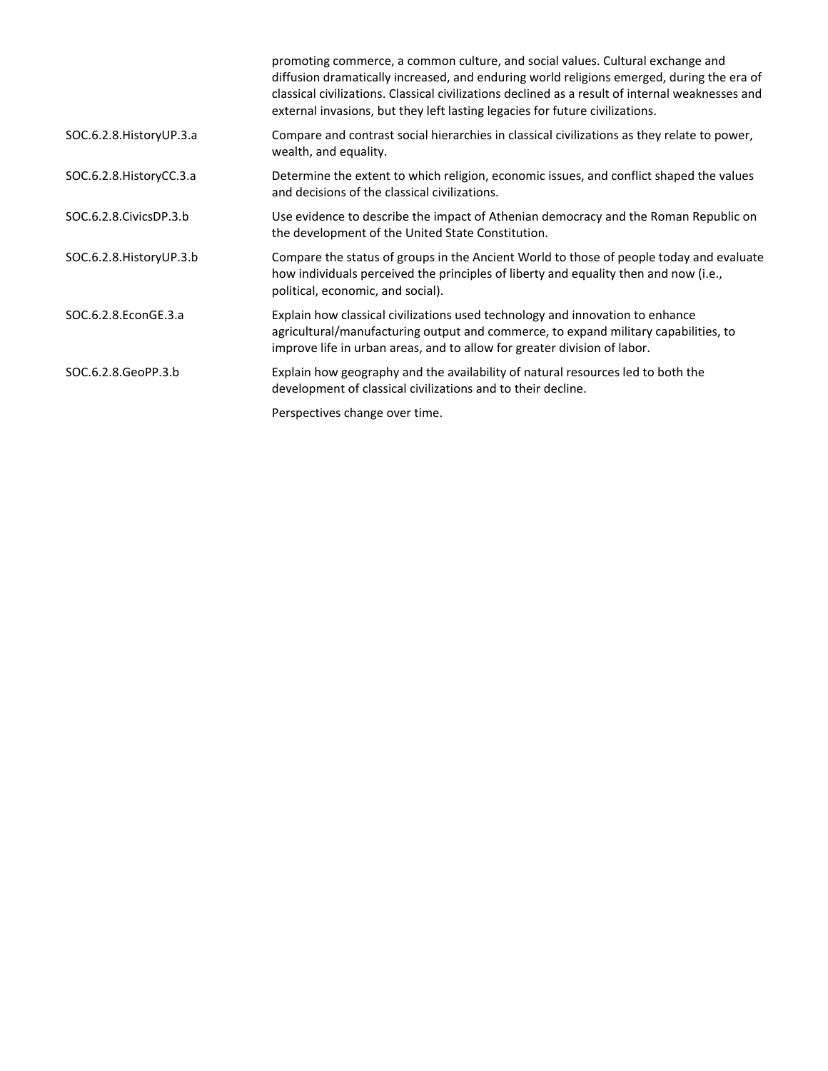| | |
|---|---|
| | promoting commerce, a common culture, and social values. Cultural exchange and diffusion dramatically increased, and enduring world religions emerged, during the era of classical civilizations. Classical civilizations declined as a result of internal weaknesses and external invasions, but they left lasting legacies for future civilizations. |
| SOC.6.2.8.HistoryUP.3.a | Compare and contrast social hierarchies in classical civilizations as they relate to power, wealth, and equality. |
| SOC.6.2.8.HistoryCC.3.a | Determine the extent to which religion, economic issues, and conflict shaped the values and decisions of the classical civilizations. |
| SOC.6.2.8.CivicsDP.3.b | Use evidence to describe the impact of Athenian democracy and the Roman Republic on the development of the United State Constitution. |
| SOC.6.2.8.HistoryUP.3.b | Compare the status of groups in the Ancient World to those of people today and evaluate how individuals perceived the principles of liberty and equality then and now (i.e., political, economic, and social). |
| SOC.6.2.8.EconGE.3.a | Explain how classical civilizations used technology and innovation to enhance agricultural/manufacturing output and commerce, to expand military capabilities, to improve life in urban areas, and to allow for greater division of labor. |
| SOC.6.2.8.GeoPP.3.b | Explain how geography and the availability of natural resources led to both the development of classical civilizations and to their decline. |
| | Perspectives change over time. |